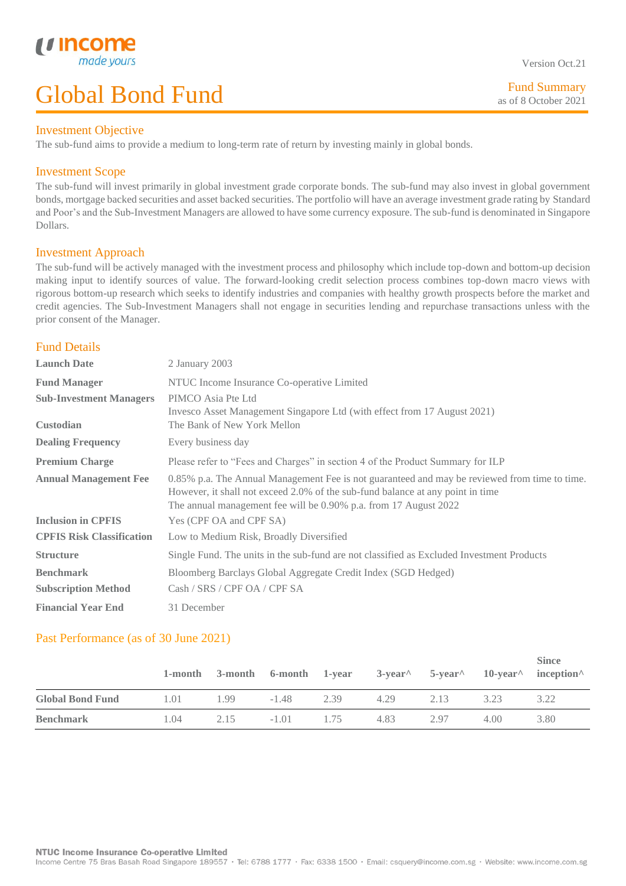Version Oct.21

# Global Bond Fund

Fund Summary
as of 8 October 2021

## Investment Objective

The sub-fund aims to provide a medium to long-term rate of return by investing mainly in global bonds.

## Investment Scope

The sub-fund will invest primarily in global investment grade corporate bonds. The sub-fund may also invest in global government bonds, mortgage backed securities and asset backed securities. The portfolio will have an average investment grade rating by Standard and Poor's and the Sub-Investment Managers are allowed to have some currency exposure. The sub-fund is denominated in Singapore Dollars.

## Investment Approach

The sub-fund will be actively managed with the investment process and philosophy which include top-down and bottom-up decision making input to identify sources of value. The forward-looking credit selection process combines top-down macro views with rigorous bottom-up research which seeks to identify industries and companies with healthy growth prospects before the market and credit agencies. The Sub-Investment Managers shall not engage in securities lending and repurchase transactions unless with the prior consent of the Manager.

## Fund Details

| | |
|---|---|
| **Launch Date** | 2 January 2003 |
| **Fund Manager** | NTUC Income Insurance Co-operative Limited |
| **Sub-Investment Managers** | PIMCO Asia Pte Ltd<br>Invesco Asset Management Singapore Ltd (with effect from 17 August 2021) |
| **Custodian** | The Bank of New York Mellon |
| **Dealing Frequency** | Every business day |
| **Premium Charge** | Please refer to "Fees and Charges" in section 4 of the Product Summary for ILP |
| **Annual Management Fee** | 0.85% p.a. The Annual Management Fee is not guaranteed and may be reviewed from time to time. However, it shall not exceed 2.0% of the sub-fund balance at any point in time<br>The annual management fee will be 0.90% p.a. from 17 August 2022 |
| **Inclusion in CPFIS** | Yes (CPF OA and CPF SA) |
| **CPFIS Risk Classification** | Low to Medium Risk, Broadly Diversified |
| **Structure** | Single Fund. The units in the sub-fund are not classified as Excluded Investment Products |
| **Benchmark** | Bloomberg Barclays Global Aggregate Credit Index (SGD Hedged) |
| **Subscription Method** | Cash / SRS / CPF OA / CPF SA |
| **Financial Year End** | 31 December |

## Past Performance (as of 30 June 2021)

| | 1-month | 3-month | 6-month | 1-year | 3-year^ | 5-year^ | 10-year^ | Since inception^ |
|---|---|---|---|---|---|---|---|---|
| **Global Bond Fund** | 1.01 | 1.99 | -1.48 | 2.39 | 4.29 | 2.13 | 3.23 | 3.22 |
| **Benchmark** | 1.04 | 2.15 | -1.01 | 1.75 | 4.83 | 2.97 | 4.00 | 3.80 |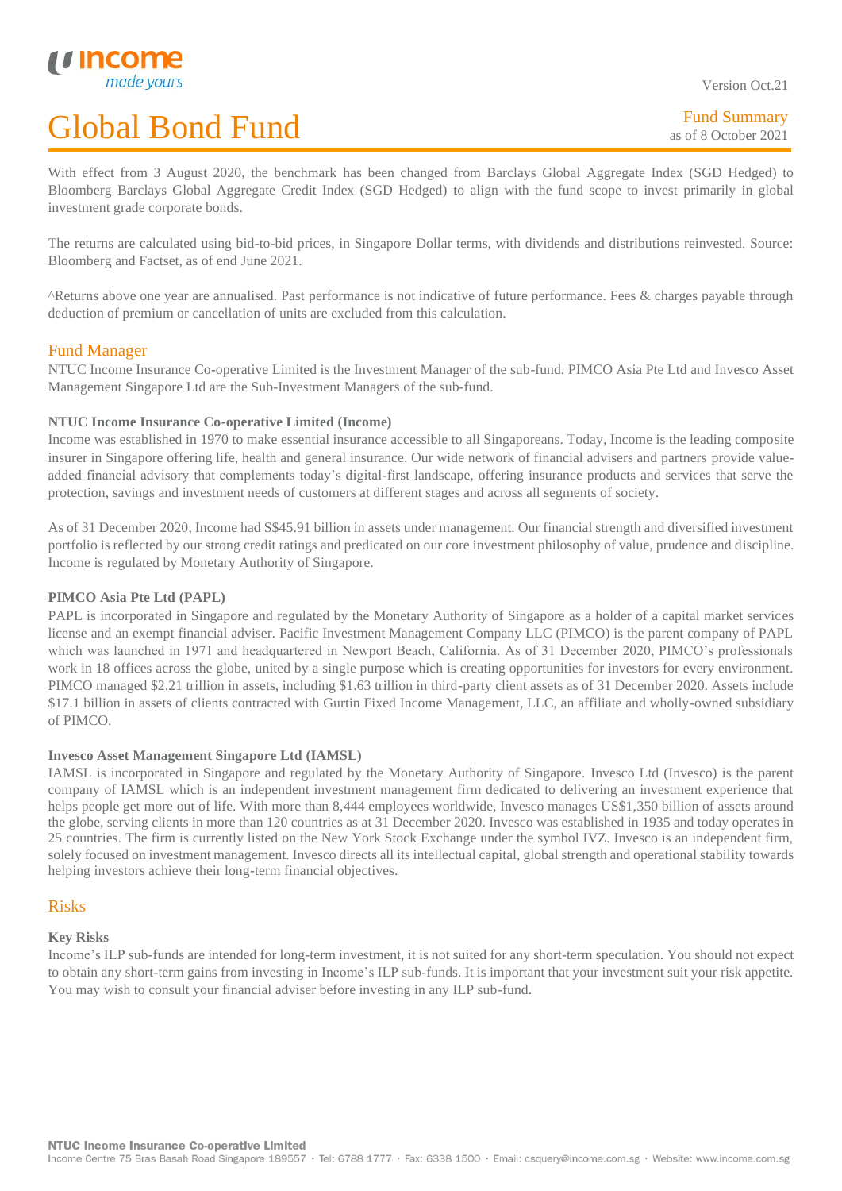With effect from 3 August 2020, the benchmark has been changed from Barclays Global Aggregate Index (SGD Hedged) to Bloomberg Barclays Global Aggregate Credit Index (SGD Hedged) to align with the fund scope to invest primarily in global investment grade corporate bonds.

The returns are calculated using bid-to-bid prices, in Singapore Dollar terms, with dividends and distributions reinvested. Source: Bloomberg and Factset, as of end June 2021.

^Returns above one year are annualised. Past performance is not indicative of future performance. Fees & charges payable through deduction of premium or cancellation of units are excluded from this calculation.

## Fund Manager

NTUC Income Insurance Co-operative Limited is the Investment Manager of the sub-fund. PIMCO Asia Pte Ltd and Invesco Asset Management Singapore Ltd are the Sub-Investment Managers of the sub-fund.

**NTUC Income Insurance Co-operative Limited (Income)**

Income was established in 1970 to make essential insurance accessible to all Singaporeans. Today, Income is the leading composite insurer in Singapore offering life, health and general insurance. Our wide network of financial advisers and partners provide value-added financial advisory that complements today's digital-first landscape, offering insurance products and services that serve the protection, savings and investment needs of customers at different stages and across all segments of society.

As of 31 December 2020, Income had S$45.91 billion in assets under management. Our financial strength and diversified investment portfolio is reflected by our strong credit ratings and predicated on our core investment philosophy of value, prudence and discipline. Income is regulated by Monetary Authority of Singapore.

**PIMCO Asia Pte Ltd (PAPL)**

PAPL is incorporated in Singapore and regulated by the Monetary Authority of Singapore as a holder of a capital market services license and an exempt financial adviser. Pacific Investment Management Company LLC (PIMCO) is the parent company of PAPL which was launched in 1971 and headquartered in Newport Beach, California. As of 31 December 2020, PIMCO's professionals work in 18 offices across the globe, united by a single purpose which is creating opportunities for investors for every environment. PIMCO managed $2.21 trillion in assets, including $1.63 trillion in third-party client assets as of 31 December 2020. Assets include $17.1 billion in assets of clients contracted with Gurtin Fixed Income Management, LLC, an affiliate and wholly-owned subsidiary of PIMCO.

**Invesco Asset Management Singapore Ltd (IAMSL)**

IAMSL is incorporated in Singapore and regulated by the Monetary Authority of Singapore. Invesco Ltd (Invesco) is the parent company of IAMSL which is an independent investment management firm dedicated to delivering an investment experience that helps people get more out of life. With more than 8,444 employees worldwide, Invesco manages US$1,350 billion of assets around the globe, serving clients in more than 120 countries as at 31 December 2020. Invesco was established in 1935 and today operates in 25 countries. The firm is currently listed on the New York Stock Exchange under the symbol IVZ. Invesco is an independent firm, solely focused on investment management. Invesco directs all its intellectual capital, global strength and operational stability towards helping investors achieve their long-term financial objectives.

## Risks

**Key Risks**

Income's ILP sub-funds are intended for long-term investment, it is not suited for any short-term speculation. You should not expect to obtain any short-term gains from investing in Income's ILP sub-funds. It is important that your investment suit your risk appetite. You may wish to consult your financial adviser before investing in any ILP sub-fund.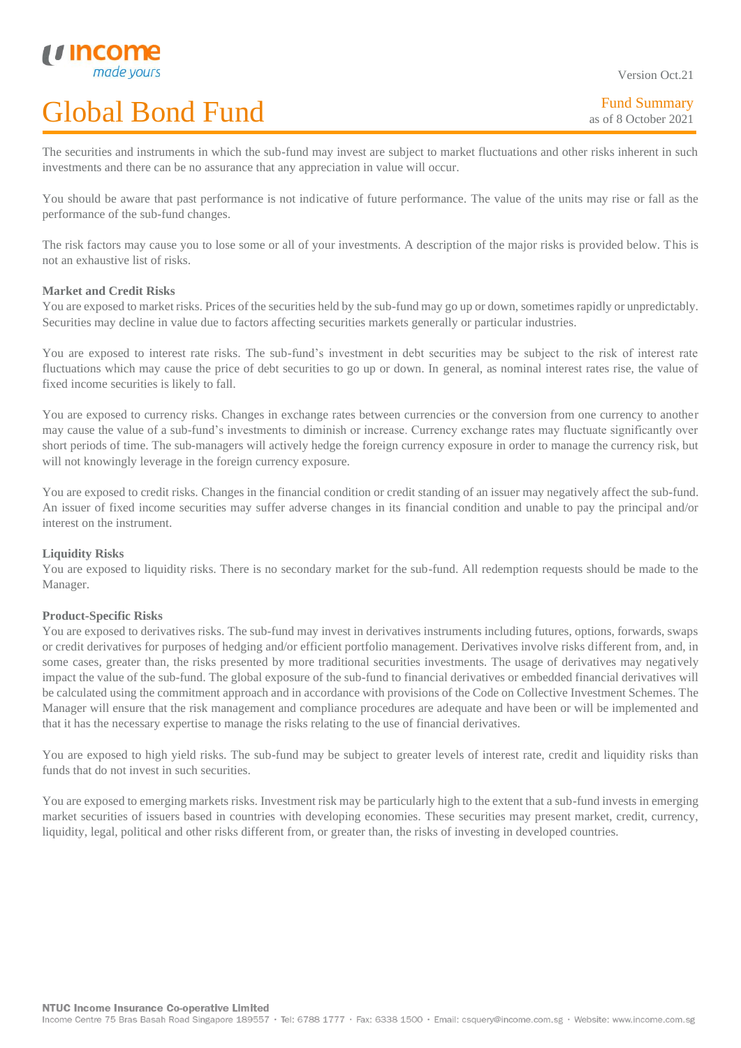The securities and instruments in which the sub-fund may invest are subject to market fluctuations and other risks inherent in such investments and there can be no assurance that any appreciation in value will occur.

You should be aware that past performance is not indicative of future performance. The value of the units may rise or fall as the performance of the sub-fund changes.

The risk factors may cause you to lose some or all of your investments. A description of the major risks is provided below. This is not an exhaustive list of risks.

**Market and Credit Risks**

You are exposed to market risks. Prices of the securities held by the sub-fund may go up or down, sometimes rapidly or unpredictably. Securities may decline in value due to factors affecting securities markets generally or particular industries.

You are exposed to interest rate risks. The sub-fund's investment in debt securities may be subject to the risk of interest rate fluctuations which may cause the price of debt securities to go up or down. In general, as nominal interest rates rise, the value of fixed income securities is likely to fall.

You are exposed to currency risks. Changes in exchange rates between currencies or the conversion from one currency to another may cause the value of a sub-fund's investments to diminish or increase. Currency exchange rates may fluctuate significantly over short periods of time. The sub-managers will actively hedge the foreign currency exposure in order to manage the currency risk, but will not knowingly leverage in the foreign currency exposure.

You are exposed to credit risks. Changes in the financial condition or credit standing of an issuer may negatively affect the sub-fund. An issuer of fixed income securities may suffer adverse changes in its financial condition and unable to pay the principal and/or interest on the instrument.

**Liquidity Risks**

You are exposed to liquidity risks. There is no secondary market for the sub-fund. All redemption requests should be made to the Manager.

**Product-Specific Risks**

You are exposed to derivatives risks. The sub-fund may invest in derivatives instruments including futures, options, forwards, swaps or credit derivatives for purposes of hedging and/or efficient portfolio management. Derivatives involve risks different from, and, in some cases, greater than, the risks presented by more traditional securities investments. The usage of derivatives may negatively impact the value of the sub-fund. The global exposure of the sub-fund to financial derivatives or embedded financial derivatives will be calculated using the commitment approach and in accordance with provisions of the Code on Collective Investment Schemes. The Manager will ensure that the risk management and compliance procedures are adequate and have been or will be implemented and that it has the necessary expertise to manage the risks relating to the use of financial derivatives.

You are exposed to high yield risks. The sub-fund may be subject to greater levels of interest rate, credit and liquidity risks than funds that do not invest in such securities.

You are exposed to emerging markets risks. Investment risk may be particularly high to the extent that a sub-fund invests in emerging market securities of issuers based in countries with developing economies. These securities may present market, credit, currency, liquidity, legal, political and other risks different from, or greater than, the risks of investing in developed countries.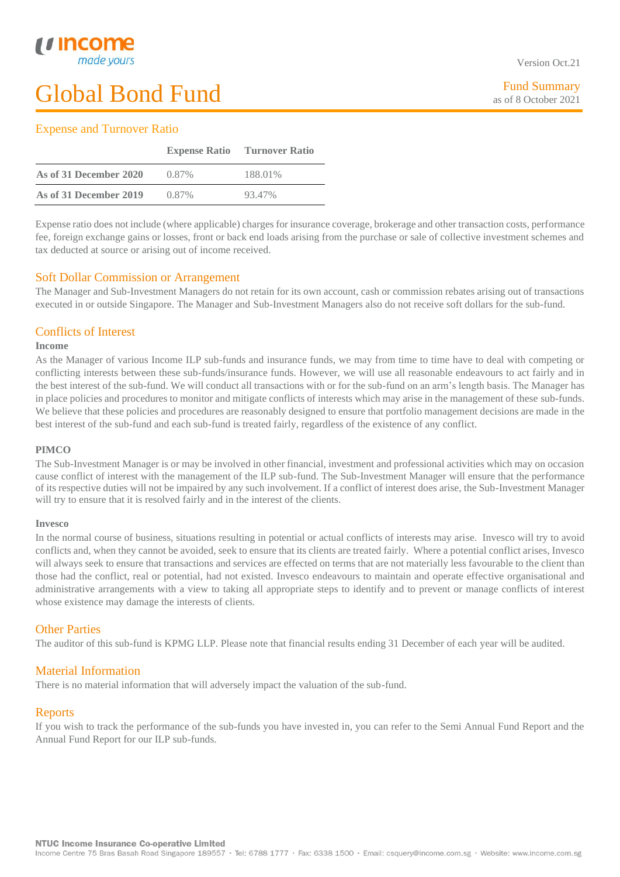# Global Bond Fund

Fund Summary
as of 8 October 2021

## Expense and Turnover Ratio

| | Expense Ratio | Turnover Ratio |
|---|---|---|
| **As of 31 December 2020** | 0.87% | 188.01% |
| **As of 31 December 2019** | 0.87% | 93.47% |

Expense ratio does not include (where applicable) charges for insurance coverage, brokerage and other transaction costs, performance fee, foreign exchange gains or losses, front or back end loads arising from the purchase or sale of collective investment schemes and tax deducted at source or arising out of income received.

## Soft Dollar Commission or Arrangement

The Manager and Sub-Investment Managers do not retain for its own account, cash or commission rebates arising out of transactions executed in or outside Singapore. The Manager and Sub-Investment Managers also do not receive soft dollars for the sub-fund.

## Conflicts of Interest

**Income**

As the Manager of various Income ILP sub-funds and insurance funds, we may from time to time have to deal with competing or conflicting interests between these sub-funds/insurance funds. However, we will use all reasonable endeavours to act fairly and in the best interest of the sub-fund. We will conduct all transactions with or for the sub-fund on an arm's length basis. The Manager has in place policies and procedures to monitor and mitigate conflicts of interests which may arise in the management of these sub-funds. We believe that these policies and procedures are reasonably designed to ensure that portfolio management decisions are made in the best interest of the sub-fund and each sub-fund is treated fairly, regardless of the existence of any conflict.

**PIMCO**

The Sub-Investment Manager is or may be involved in other financial, investment and professional activities which may on occasion cause conflict of interest with the management of the ILP sub-fund. The Sub-Investment Manager will ensure that the performance of its respective duties will not be impaired by any such involvement. If a conflict of interest does arise, the Sub-Investment Manager will try to ensure that it is resolved fairly and in the interest of the clients.

**Invesco**

In the normal course of business, situations resulting in potential or actual conflicts of interests may arise. Invesco will try to avoid conflicts and, when they cannot be avoided, seek to ensure that its clients are treated fairly. Where a potential conflict arises, Invesco will always seek to ensure that transactions and services are effected on terms that are not materially less favourable to the client than those had the conflict, real or potential, had not existed. Invesco endeavours to maintain and operate effective organisational and administrative arrangements with a view to taking all appropriate steps to identify and to prevent or manage conflicts of interest whose existence may damage the interests of clients.

## Other Parties

The auditor of this sub-fund is KPMG LLP. Please note that financial results ending 31 December of each year will be audited.

## Material Information

There is no material information that will adversely impact the valuation of the sub-fund.

## Reports

If you wish to track the performance of the sub-funds you have invested in, you can refer to the Semi Annual Fund Report and the Annual Fund Report for our ILP sub-funds.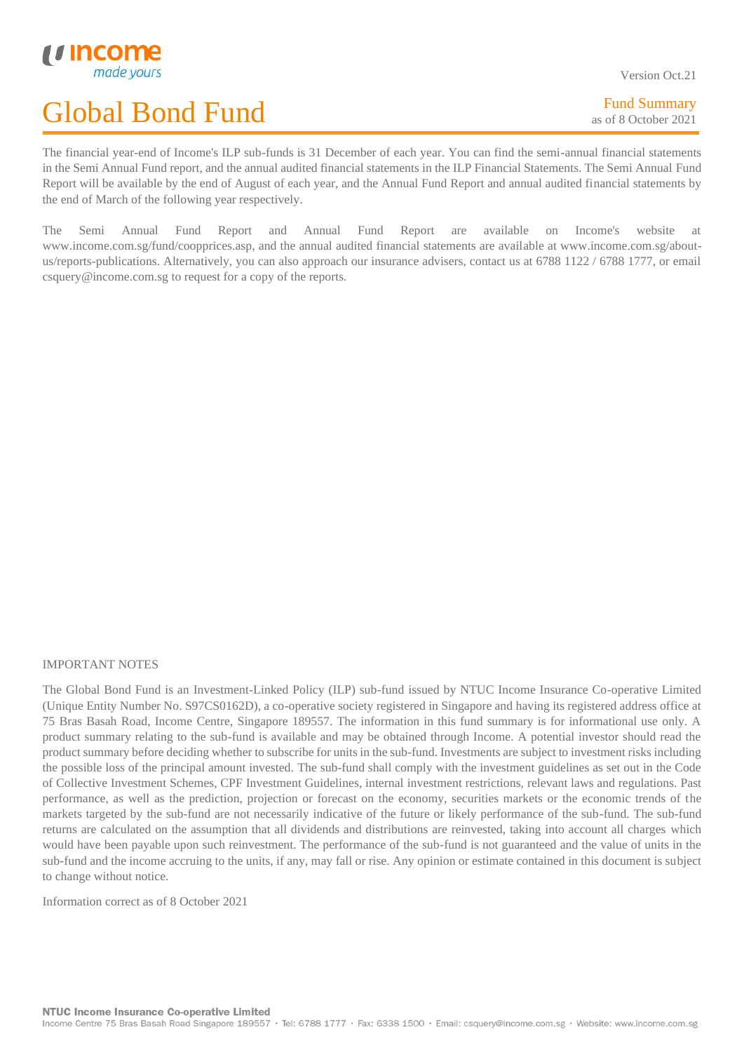The financial year-end of Income's ILP sub-funds is 31 December of each year. You can find the semi-annual financial statements in the Semi Annual Fund report, and the annual audited financial statements in the ILP Financial Statements. The Semi Annual Fund Report will be available by the end of August of each year, and the Annual Fund Report and annual audited financial statements by the end of March of the following year respectively.

The Semi Annual Fund Report and Annual Fund Report are available on Income's website at www.income.com.sg/fund/coopprices.asp, and the annual audited financial statements are available at www.income.com.sg/about-us/reports-publications. Alternatively, you can also approach our insurance advisers, contact us at 6788 1122 / 6788 1777, or email csquery@income.com.sg to request for a copy of the reports.

IMPORTANT NOTES

The Global Bond Fund is an Investment-Linked Policy (ILP) sub-fund issued by NTUC Income Insurance Co-operative Limited (Unique Entity Number No. S97CS0162D), a co-operative society registered in Singapore and having its registered address office at 75 Bras Basah Road, Income Centre, Singapore 189557. The information in this fund summary is for informational use only. A product summary relating to the sub-fund is available and may be obtained through Income. A potential investor should read the product summary before deciding whether to subscribe for units in the sub-fund. Investments are subject to investment risks including the possible loss of the principal amount invested. The sub-fund shall comply with the investment guidelines as set out in the Code of Collective Investment Schemes, CPF Investment Guidelines, internal investment restrictions, relevant laws and regulations. Past performance, as well as the prediction, projection or forecast on the economy, securities markets or the economic trends of the markets targeted by the sub-fund are not necessarily indicative of the future or likely performance of the sub-fund. The sub-fund returns are calculated on the assumption that all dividends and distributions are reinvested, taking into account all charges which would have been payable upon such reinvestment. The performance of the sub-fund is not guaranteed and the value of units in the sub-fund and the income accruing to the units, if any, may fall or rise. Any opinion or estimate contained in this document is subject to change without notice.

Information correct as of 8 October 2021